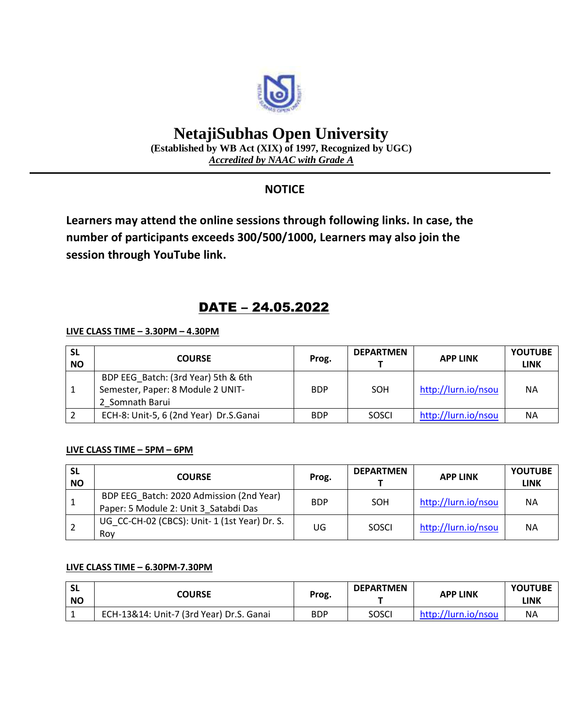# NetajiSubhas Open University

**(Established by WB Act (XIX) of 1997, Recognized by UGC)**

***Accredited by NAAC with Grade A***

## NOTICE

**Learners may attend the online sessions through following links. In case, the number of participants exceeds 300/500/1000, Learners may also join the session through YouTube link.**

## DATE – 24.05.2022

**LIVE CLASS TIME – 3.30PM – 4.30PM**

| SL NO | COURSE | Prog. | DEPARTMENT | APP LINK | YOUTUBE LINK |
|---|---|---|---|---|---|
| 1 | BDP EEG_Batch: (3rd Year) 5th & 6th Semester, Paper: 8 Module 2 UNIT-2_Somnath Barui | BDP | SOH | http://lurn.io/nsou | NA |
| 2 | ECH-8: Unit-5, 6 (2nd Year) Dr.S.Ganai | BDP | SOSCI | http://lurn.io/nsou | NA |

**LIVE CLASS TIME – 5PM – 6PM**

| SL NO | COURSE | Prog. | DEPARTMENT | APP LINK | YOUTUBE LINK |
|---|---|---|---|---|---|
| 1 | BDP EEG_Batch: 2020 Admission (2nd Year) Paper: 5 Module 2: Unit 3_Satabdi Das | BDP | SOH | http://lurn.io/nsou | NA |
| 2 | UG_CC-CH-02 (CBCS): Unit- 1 (1st Year) Dr. S. Roy | UG | SOSCI | http://lurn.io/nsou | NA |

**LIVE CLASS TIME – 6.30PM-7.30PM**

| SL NO | COURSE | Prog. | DEPARTMENT | APP LINK | YOUTUBE LINK |
|---|---|---|---|---|---|
| 1 | ECH-13&14: Unit-7 (3rd Year) Dr.S. Ganai | BDP | SOSCI | http://lurn.io/nsou | NA |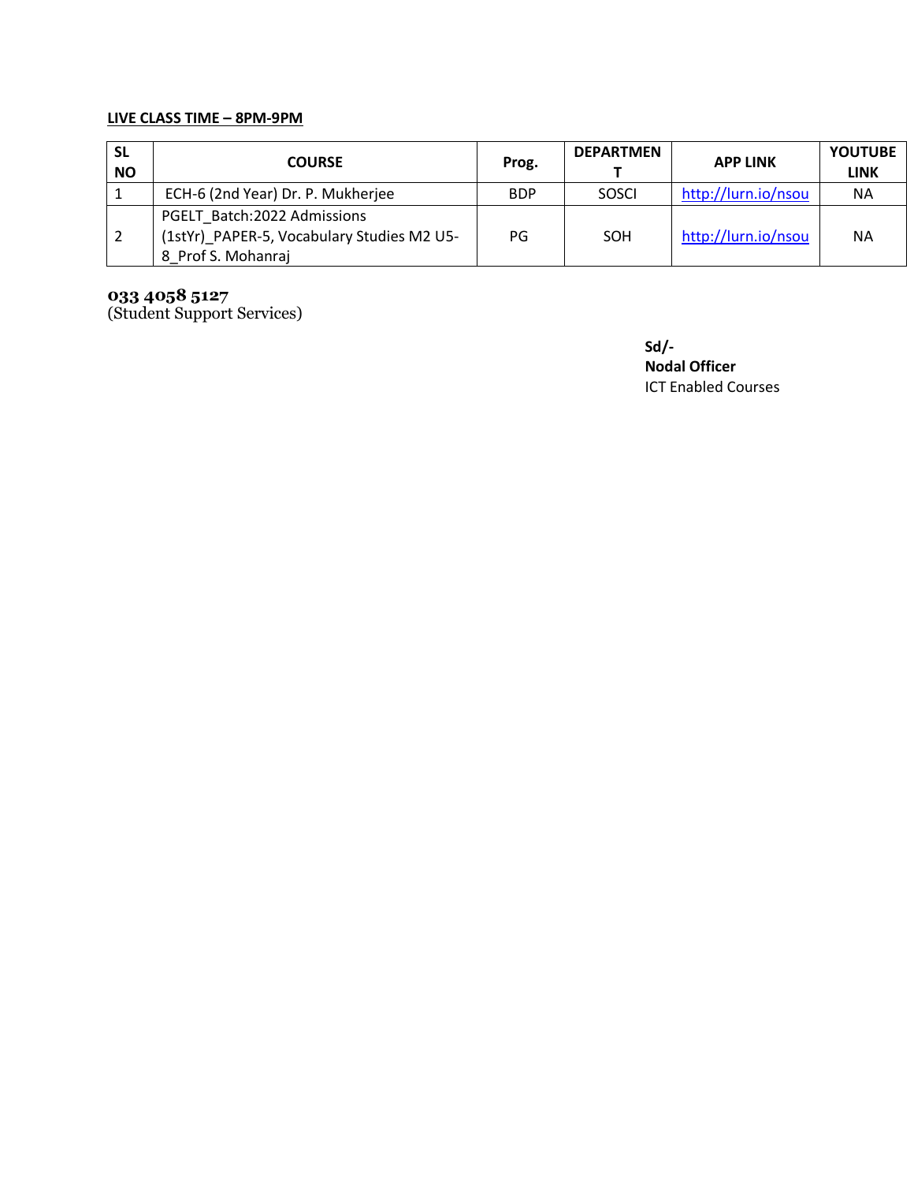**LIVE CLASS TIME – 8PM-9PM**

| SL NO | COURSE | Prog. | DEPARTMENT | APP LINK | YOUTUBE LINK |
|---|---|---|---|---|---|
| 1 | ECH-6 (2nd Year) Dr. P. Mukherjee | BDP | SOSCI | http://lurn.io/nsou | NA |
| 2 | PGELT_Batch:2022 Admissions (1stYr)_PAPER-5, Vocabulary Studies M2 U5-8_Prof S. Mohanraj | PG | SOH | http://lurn.io/nsou | NA |

**033 4058 5127**
(Student Support Services)

**Sd/-**
**Nodal Officer**
ICT Enabled Courses